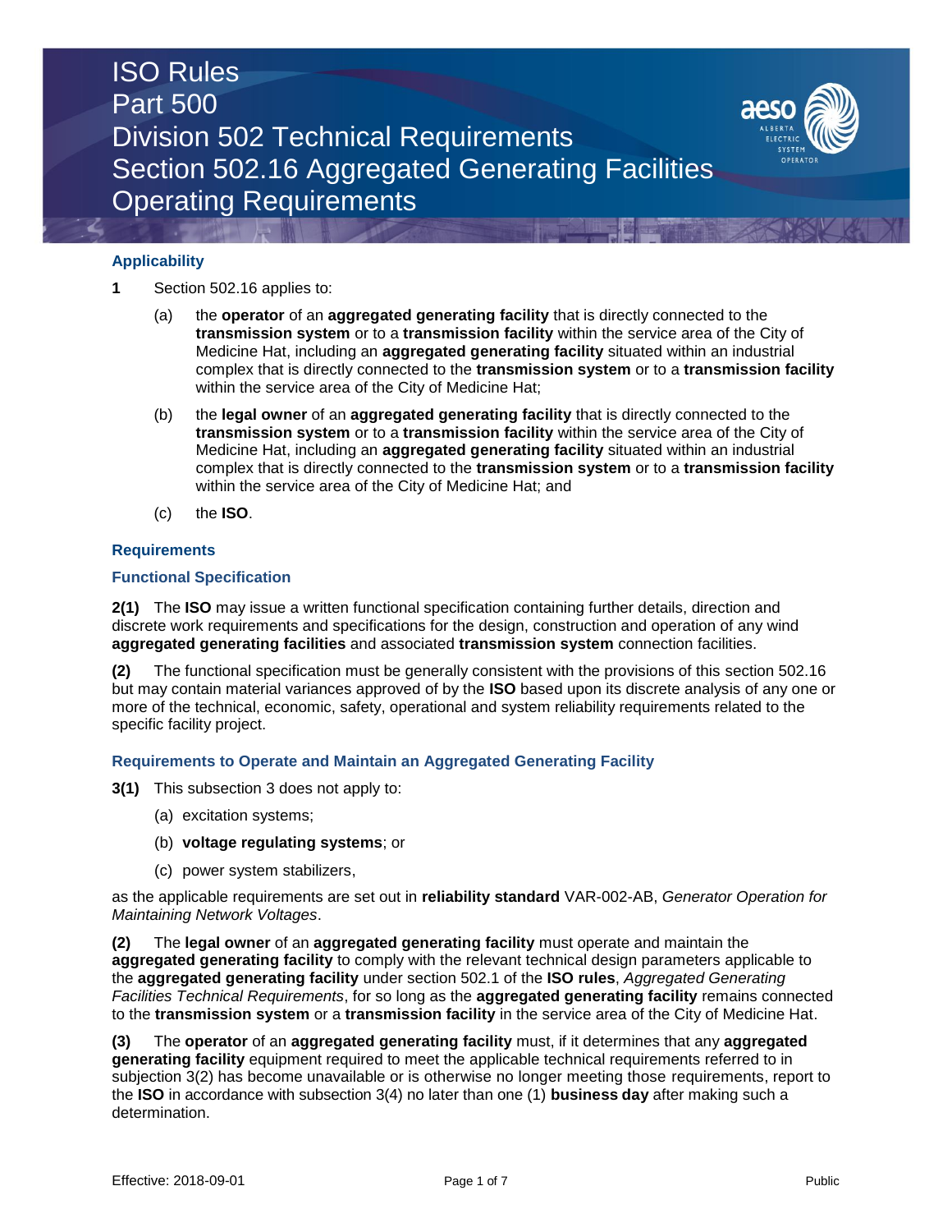# ISO Rules
# Part 500
# Division 502 Technical Requirements
# Section 502.16 Aggregated Generating Facilities Operating Requirements

## Applicability

**1** Section 502.16 applies to:

(a) the **operator** of an **aggregated generating facility** that is directly connected to the **transmission system** or to a **transmission facility** within the service area of the City of Medicine Hat, including an **aggregated generating facility** situated within an industrial complex that is directly connected to the **transmission system** or to a **transmission facility** within the service area of the City of Medicine Hat;

(b) the **legal owner** of an **aggregated generating facility** that is directly connected to the **transmission system** or to a **transmission facility** within the service area of the City of Medicine Hat, including an **aggregated generating facility** situated within an industrial complex that is directly connected to the **transmission system** or to a **transmission facility** within the service area of the City of Medicine Hat; and

(c) the **ISO**.

## Requirements

### Functional Specification

**2(1)** The **ISO** may issue a written functional specification containing further details, direction and discrete work requirements and specifications for the design, construction and operation of any wind **aggregated generating facilities** and associated **transmission system** connection facilities.

**(2)** The functional specification must be generally consistent with the provisions of this section 502.16 but may contain material variances approved of by the **ISO** based upon its discrete analysis of any one or more of the technical, economic, safety, operational and system reliability requirements related to the specific facility project.

### Requirements to Operate and Maintain an Aggregated Generating Facility

**3(1)** This subsection 3 does not apply to:

(a) excitation systems;

(b) **voltage regulating systems**; or

(c) power system stabilizers,

as the applicable requirements are set out in **reliability standard** VAR-002-AB, *Generator Operation for Maintaining Network Voltages*.

**(2)** The **legal owner** of an **aggregated generating facility** must operate and maintain the **aggregated generating facility** to comply with the relevant technical design parameters applicable to the **aggregated generating facility** under section 502.1 of the **ISO rules**, *Aggregated Generating Facilities Technical Requirements*, for so long as the **aggregated generating facility** remains connected to the **transmission system** or a **transmission facility** in the service area of the City of Medicine Hat.

**(3)** The **operator** of an **aggregated generating facility** must, if it determines that any **aggregated generating facility** equipment required to meet the applicable technical requirements referred to in subjection 3(2) has become unavailable or is otherwise no longer meeting those requirements, report to the **ISO** in accordance with subsection 3(4) no later than one (1) **business day** after making such a determination.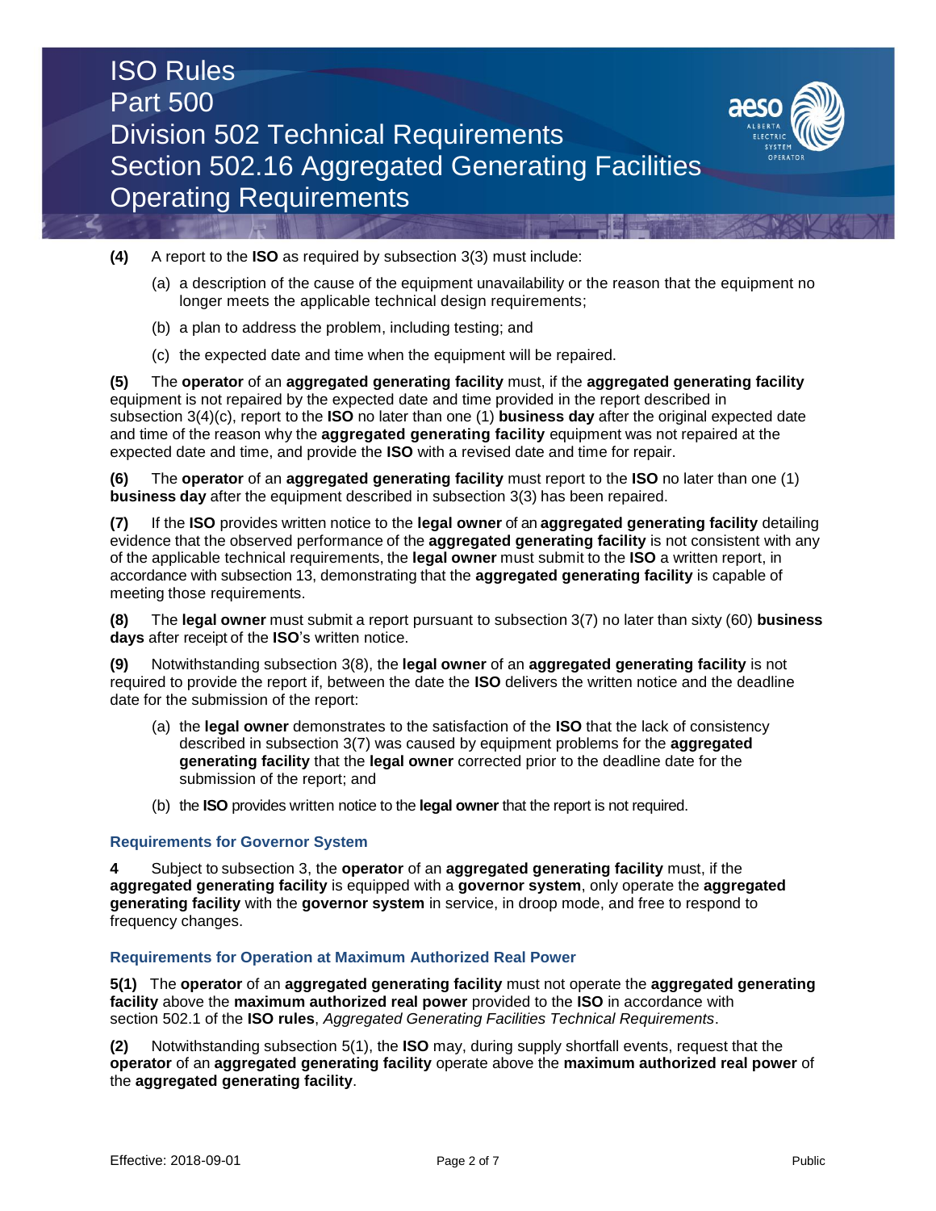**(4)** A report to the **ISO** as required by subsection 3(3) must include:

(a) a description of the cause of the equipment unavailability or the reason that the equipment no longer meets the applicable technical design requirements;

(b) a plan to address the problem, including testing; and

(c) the expected date and time when the equipment will be repaired.

**(5)** The **operator** of an **aggregated generating facility** must, if the **aggregated generating facility** equipment is not repaired by the expected date and time provided in the report described in subsection 3(4)(c), report to the **ISO** no later than one (1) **business day** after the original expected date and time of the reason why the **aggregated generating facility** equipment was not repaired at the expected date and time, and provide the **ISO** with a revised date and time for repair.

**(6)** The **operator** of an **aggregated generating facility** must report to the **ISO** no later than one (1) **business day** after the equipment described in subsection 3(3) has been repaired.

**(7)** If the **ISO** provides written notice to the **legal owner** of an **aggregated generating facility** detailing evidence that the observed performance of the **aggregated generating facility** is not consistent with any of the applicable technical requirements, the **legal owner** must submit to the **ISO** a written report, in accordance with subsection 13, demonstrating that the **aggregated generating facility** is capable of meeting those requirements.

**(8)** The **legal owner** must submit a report pursuant to subsection 3(7) no later than sixty (60) **business days** after receipt of the **ISO**'s written notice.

**(9)** Notwithstanding subsection 3(8), the **legal owner** of an **aggregated generating facility** is not required to provide the report if, between the date the **ISO** delivers the written notice and the deadline date for the submission of the report:

(a) the **legal owner** demonstrates to the satisfaction of the **ISO** that the lack of consistency described in subsection 3(7) was caused by equipment problems for the **aggregated generating facility** that the **legal owner** corrected prior to the deadline date for the submission of the report; and

(b) the **ISO** provides written notice to the **legal owner** that the report is not required.

### Requirements for Governor System

**4** Subject to subsection 3, the **operator** of an **aggregated generating facility** must, if the **aggregated generating facility** is equipped with a **governor system**, only operate the **aggregated generating facility** with the **governor system** in service, in droop mode, and free to respond to frequency changes.

### Requirements for Operation at Maximum Authorized Real Power

**5(1)** The **operator** of an **aggregated generating facility** must not operate the **aggregated generating facility** above the **maximum authorized real power** provided to the **ISO** in accordance with section 502.1 of the **ISO rules**, *Aggregated Generating Facilities Technical Requirements*.

**(2)** Notwithstanding subsection 5(1), the **ISO** may, during supply shortfall events, request that the **operator** of an **aggregated generating facility** operate above the **maximum authorized real power** of the **aggregated generating facility**.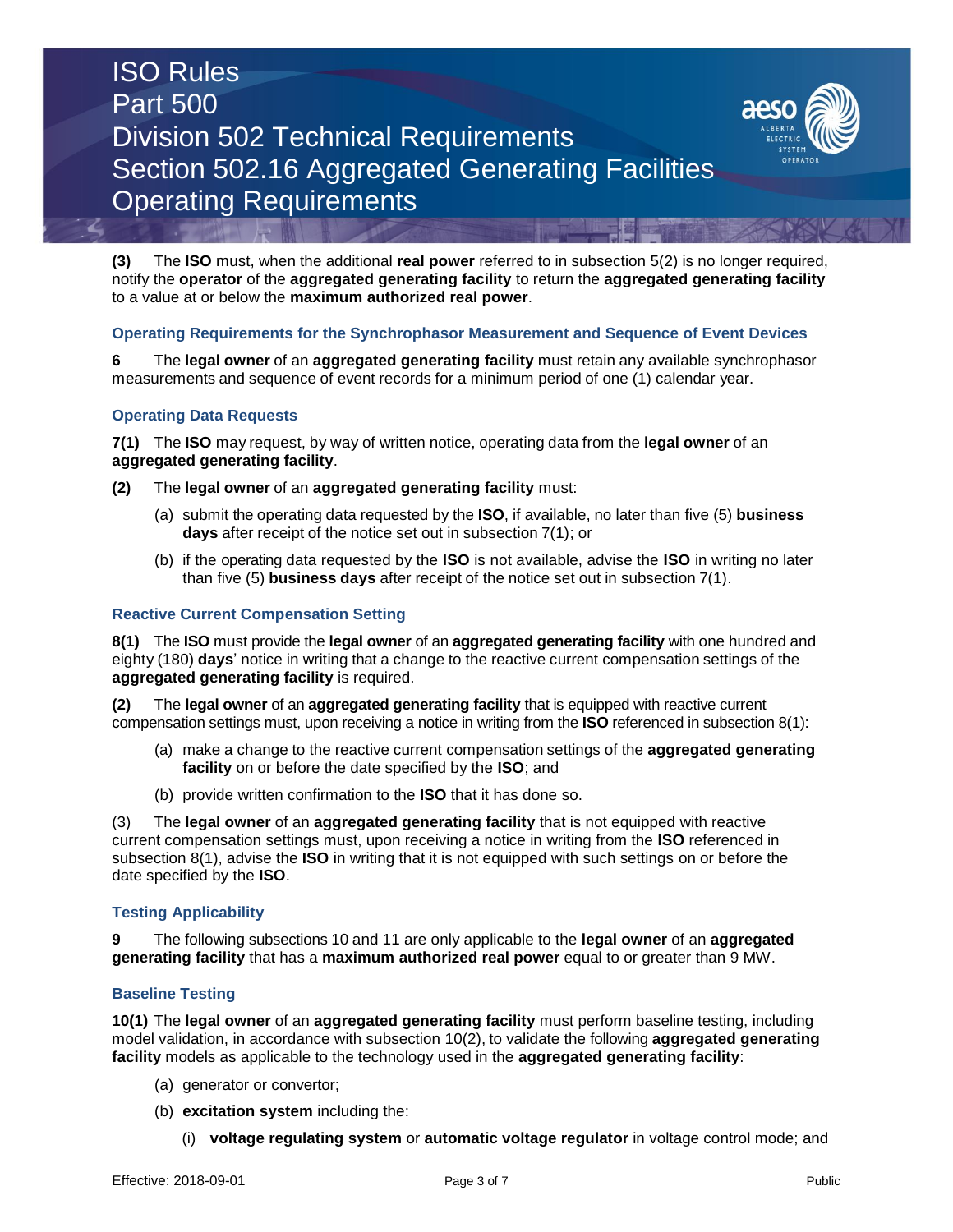**(3)** The **ISO** must, when the additional **real power** referred to in subsection 5(2) is no longer required, notify the **operator** of the **aggregated generating facility** to return the **aggregated generating facility** to a value at or below the **maximum authorized real power**.

### Operating Requirements for the Synchrophasor Measurement and Sequence of Event Devices

**6** The **legal owner** of an **aggregated generating facility** must retain any available synchrophasor measurements and sequence of event records for a minimum period of one (1) calendar year.

### Operating Data Requests

**7(1)** The **ISO** may request, by way of written notice, operating data from the **legal owner** of an **aggregated generating facility**.

**(2)** The **legal owner** of an **aggregated generating facility** must:

- (a) submit the operating data requested by the **ISO**, if available, no later than five (5) **business days** after receipt of the notice set out in subsection 7(1); or
- (b) if the operating data requested by the **ISO** is not available, advise the **ISO** in writing no later than five (5) **business days** after receipt of the notice set out in subsection 7(1).

### Reactive Current Compensation Setting

**8(1)** The **ISO** must provide the **legal owner** of an **aggregated generating facility** with one hundred and eighty (180) **days**' notice in writing that a change to the reactive current compensation settings of the **aggregated generating facility** is required.

**(2)** The **legal owner** of an **aggregated generating facility** that is equipped with reactive current compensation settings must, upon receiving a notice in writing from the **ISO** referenced in subsection 8(1):

- (a) make a change to the reactive current compensation settings of the **aggregated generating facility** on or before the date specified by the **ISO**; and
- (b) provide written confirmation to the **ISO** that it has done so.

(3) The **legal owner** of an **aggregated generating facility** that is not equipped with reactive current compensation settings must, upon receiving a notice in writing from the **ISO** referenced in subsection 8(1), advise the **ISO** in writing that it is not equipped with such settings on or before the date specified by the **ISO**.

### Testing Applicability

**9** The following subsections 10 and 11 are only applicable to the **legal owner** of an **aggregated generating facility** that has a **maximum authorized real power** equal to or greater than 9 MW.

### Baseline Testing

**10(1)** The **legal owner** of an **aggregated generating facility** must perform baseline testing, including model validation, in accordance with subsection 10(2), to validate the following **aggregated generating facility** models as applicable to the technology used in the **aggregated generating facility**:

- (a) generator or convertor;
- (b) **excitation system** including the:
  - (i) **voltage regulating system** or **automatic voltage regulator** in voltage control mode; and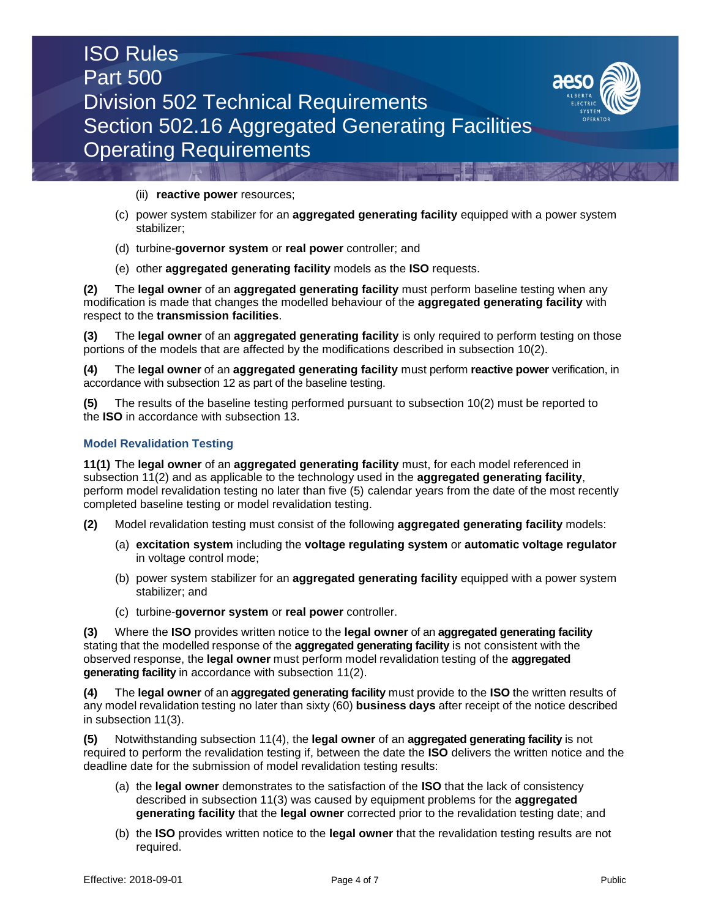(ii) **reactive power** resources;

(c) power system stabilizer for an **aggregated generating facility** equipped with a power system stabilizer;

(d) turbine-**governor system** or **real power** controller; and

(e) other **aggregated generating facility** models as the **ISO** requests.

**(2)** The **legal owner** of an **aggregated generating facility** must perform baseline testing when any modification is made that changes the modelled behaviour of the **aggregated generating facility** with respect to the **transmission facilities**.

**(3)** The **legal owner** of an **aggregated generating facility** is only required to perform testing on those portions of the models that are affected by the modifications described in subsection 10(2).

**(4)** The **legal owner** of an **aggregated generating facility** must perform **reactive power** verification, in accordance with subsection 12 as part of the baseline testing.

**(5)** The results of the baseline testing performed pursuant to subsection 10(2) must be reported to the **ISO** in accordance with subsection 13.

### Model Revalidation Testing

**11(1)** The **legal owner** of an **aggregated generating facility** must, for each model referenced in subsection 11(2) and as applicable to the technology used in the **aggregated generating facility**, perform model revalidation testing no later than five (5) calendar years from the date of the most recently completed baseline testing or model revalidation testing.

**(2)** Model revalidation testing must consist of the following **aggregated generating facility** models:

(a) **excitation system** including the **voltage regulating system** or **automatic voltage regulator** in voltage control mode;

(b) power system stabilizer for an **aggregated generating facility** equipped with a power system stabilizer; and

(c) turbine-**governor system** or **real power** controller.

**(3)** Where the **ISO** provides written notice to the **legal owner** of an **aggregated generating facility** stating that the modelled response of the **aggregated generating facility** is not consistent with the observed response, the **legal owner** must perform model revalidation testing of the **aggregated generating facility** in accordance with subsection 11(2).

**(4)** The **legal owner** of an **aggregated generating facility** must provide to the **ISO** the written results of any model revalidation testing no later than sixty (60) **business days** after receipt of the notice described in subsection 11(3).

**(5)** Notwithstanding subsection 11(4), the **legal owner** of an **aggregated generating facility** is not required to perform the revalidation testing if, between the date the **ISO** delivers the written notice and the deadline date for the submission of model revalidation testing results:

(a) the **legal owner** demonstrates to the satisfaction of the **ISO** that the lack of consistency described in subsection 11(3) was caused by equipment problems for the **aggregated generating facility** that the **legal owner** corrected prior to the revalidation testing date; and

(b) the **ISO** provides written notice to the **legal owner** that the revalidation testing results are not required.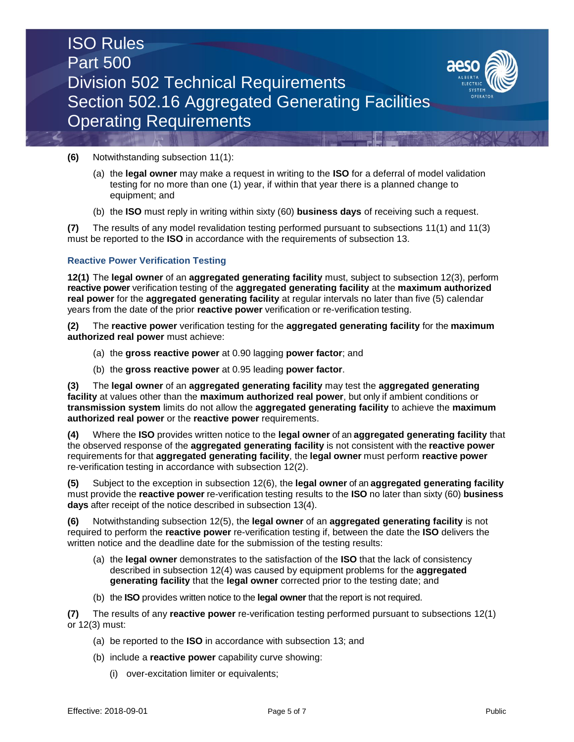**(6)** Notwithstanding subsection 11(1):

(a) the **legal owner** may make a request in writing to the **ISO** for a deferral of model validation testing for no more than one (1) year, if within that year there is a planned change to equipment; and

(b) the **ISO** must reply in writing within sixty (60) **business days** of receiving such a request.

**(7)** The results of any model revalidation testing performed pursuant to subsections 11(1) and 11(3) must be reported to the **ISO** in accordance with the requirements of subsection 13.

### Reactive Power Verification Testing

**12(1)** The **legal owner** of an **aggregated generating facility** must, subject to subsection 12(3), perform **reactive power** verification testing of the **aggregated generating facility** at the **maximum authorized real power** for the **aggregated generating facility** at regular intervals no later than five (5) calendar years from the date of the prior **reactive power** verification or re-verification testing.

**(2)** The **reactive power** verification testing for the **aggregated generating facility** for the **maximum authorized real power** must achieve:

(a) the **gross reactive power** at 0.90 lagging **power factor**; and

(b) the **gross reactive power** at 0.95 leading **power factor**.

**(3)** The **legal owner** of an **aggregated generating facility** may test the **aggregated generating facility** at values other than the **maximum authorized real power**, but only if ambient conditions or **transmission system** limits do not allow the **aggregated generating facility** to achieve the **maximum authorized real power** or the **reactive power** requirements.

**(4)** Where the **ISO** provides written notice to the **legal owner** of an **aggregated generating facility** that the observed response of the **aggregated generating facility** is not consistent with the **reactive power** requirements for that **aggregated generating facility**, the **legal owner** must perform **reactive power** re-verification testing in accordance with subsection 12(2).

**(5)** Subject to the exception in subsection 12(6), the **legal owner** of an **aggregated generating facility** must provide the **reactive power** re-verification testing results to the **ISO** no later than sixty (60) **business days** after receipt of the notice described in subsection 13(4).

**(6)** Notwithstanding subsection 12(5), the **legal owner** of an **aggregated generating facility** is not required to perform the **reactive power** re-verification testing if, between the date the **ISO** delivers the written notice and the deadline date for the submission of the testing results:

(a) the **legal owner** demonstrates to the satisfaction of the **ISO** that the lack of consistency described in subsection 12(4) was caused by equipment problems for the **aggregated generating facility** that the **legal owner** corrected prior to the testing date; and

(b) the **ISO** provides written notice to the **legal owner** that the report is not required.

**(7)** The results of any **reactive power** re-verification testing performed pursuant to subsections 12(1) or 12(3) must:

(a) be reported to the **ISO** in accordance with subsection 13; and

(b) include a **reactive power** capability curve showing:

(i) over-excitation limiter or equivalents;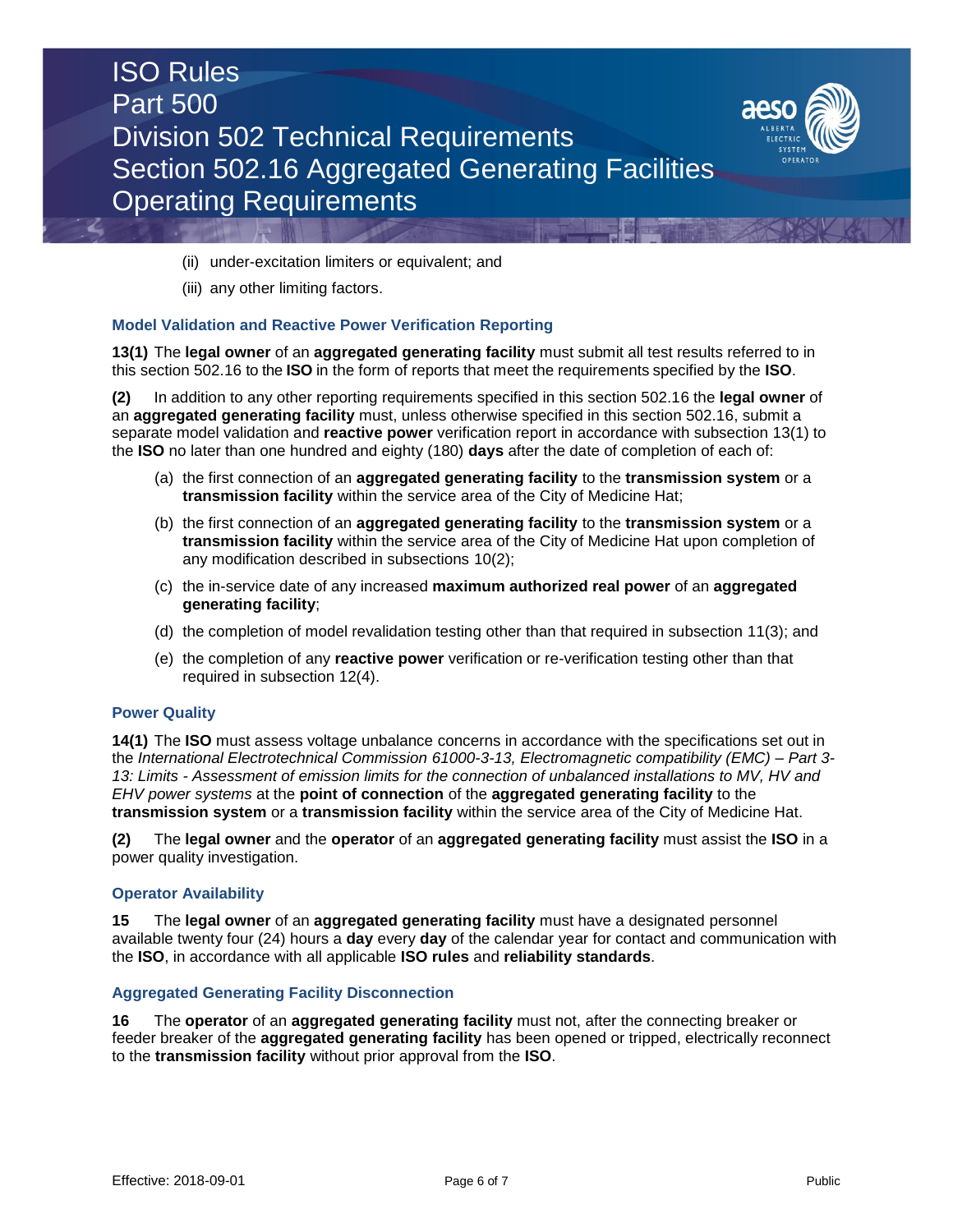(ii) under-excitation limiters or equivalent; and

(iii) any other limiting factors.

### Model Validation and Reactive Power Verification Reporting

**13(1)** The **legal owner** of an **aggregated generating facility** must submit all test results referred to in this section 502.16 to the **ISO** in the form of reports that meet the requirements specified by the **ISO**.

**(2)** In addition to any other reporting requirements specified in this section 502.16 the **legal owner** of an **aggregated generating facility** must, unless otherwise specified in this section 502.16, submit a separate model validation and **reactive power** verification report in accordance with subsection 13(1) to the **ISO** no later than one hundred and eighty (180) **days** after the date of completion of each of:

(a) the first connection of an **aggregated generating facility** to the **transmission system** or a **transmission facility** within the service area of the City of Medicine Hat;

(b) the first connection of an **aggregated generating facility** to the **transmission system** or a **transmission facility** within the service area of the City of Medicine Hat upon completion of any modification described in subsections 10(2);

(c) the in-service date of any increased **maximum authorized real power** of an **aggregated generating facility**;

(d) the completion of model revalidation testing other than that required in subsection 11(3); and

(e) the completion of any **reactive power** verification or re-verification testing other than that required in subsection 12(4).

### Power Quality

**14(1)** The **ISO** must assess voltage unbalance concerns in accordance with the specifications set out in the *International Electrotechnical Commission 61000-3-13, Electromagnetic compatibility (EMC) – Part 3-13: Limits - Assessment of emission limits for the connection of unbalanced installations to MV, HV and EHV power systems* at the **point of connection** of the **aggregated generating facility** to the **transmission system** or a **transmission facility** within the service area of the City of Medicine Hat.

**(2)** The **legal owner** and the **operator** of an **aggregated generating facility** must assist the **ISO** in a power quality investigation.

### Operator Availability

**15** The **legal owner** of an **aggregated generating facility** must have a designated personnel available twenty four (24) hours a **day** every **day** of the calendar year for contact and communication with the **ISO**, in accordance with all applicable **ISO rules** and **reliability standards**.

### Aggregated Generating Facility Disconnection

**16** The **operator** of an **aggregated generating facility** must not, after the connecting breaker or feeder breaker of the **aggregated generating facility** has been opened or tripped, electrically reconnect to the **transmission facility** without prior approval from the **ISO**.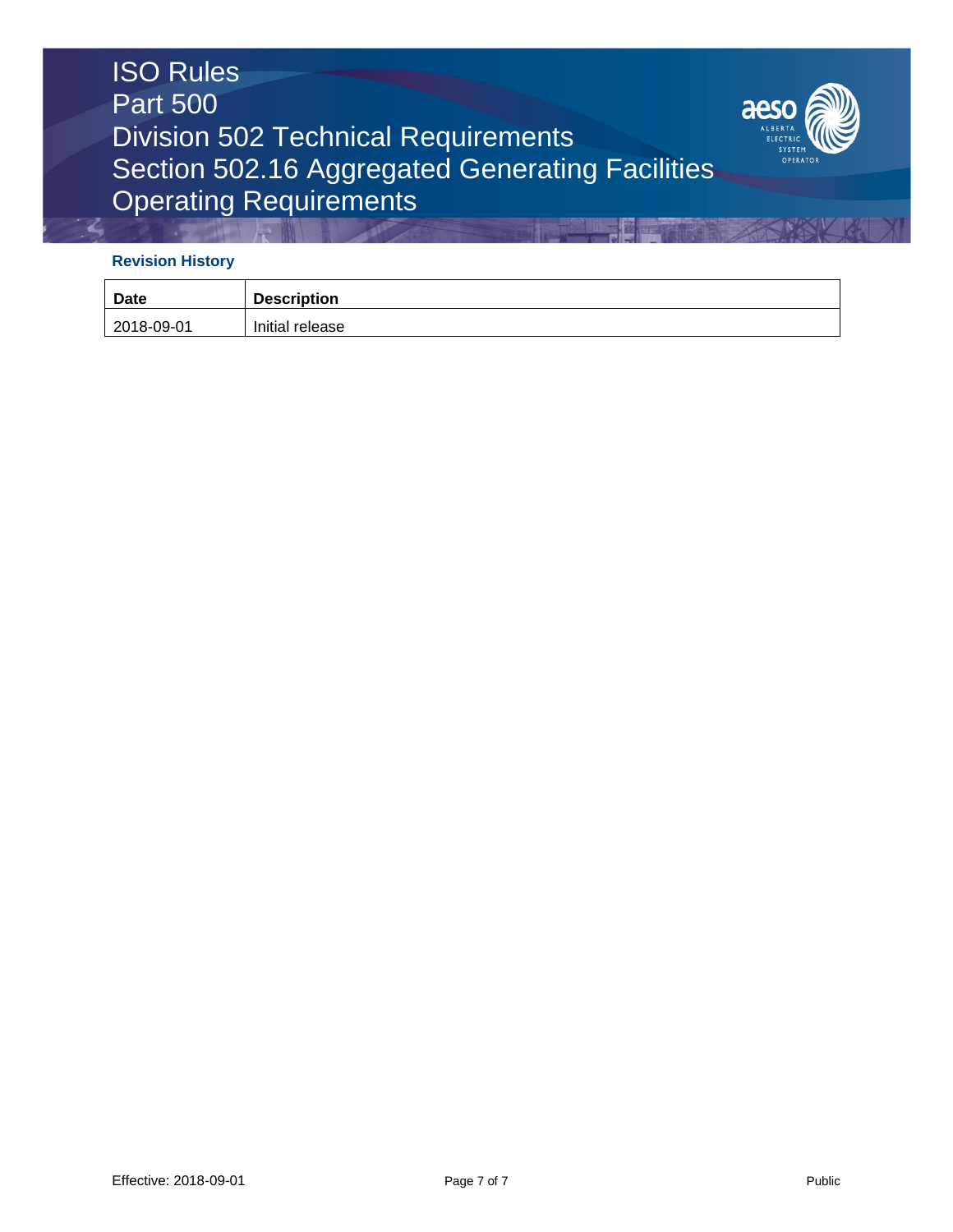**Revision History**

| Date | Description |
|---|---|
| 2018-09-01 | Initial release |